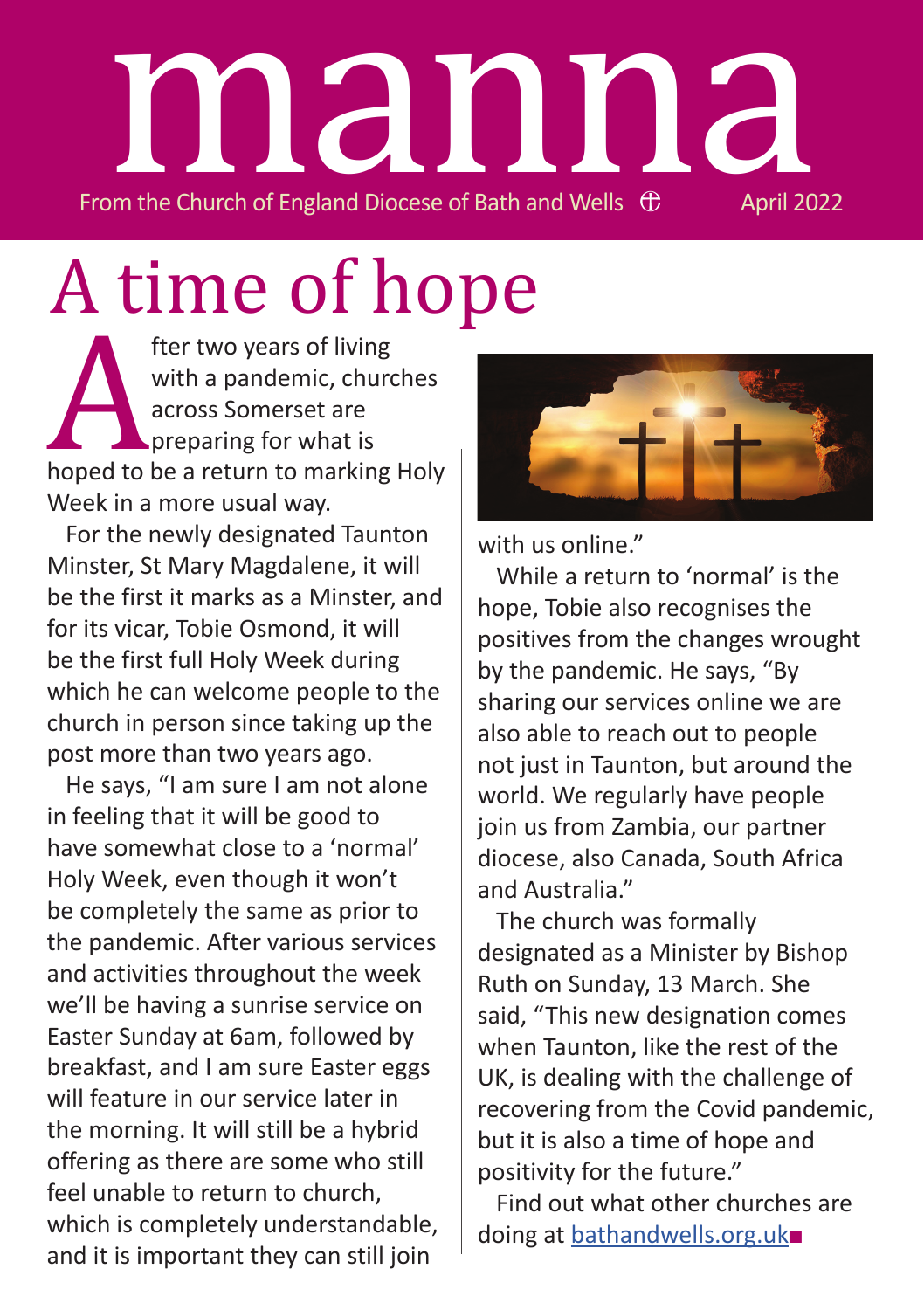# manna

From the Church of England Diocese of Bath and Wells April 2022

# A time of hope

After two years of living with a pandemic, churches across Somerset are preparing for what is hoped to be a return to marking Holy Week in a more usual way.

For the newly designated Taunton Minster, St Mary Magdalene, it will be the first it marks as a Minster, and for its vicar, Tobie Osmond, it will be the first full Holy Week during which he can welcome people to the church in person since taking up the post more than two years ago.

He says, "I am sure I am not alone in feeling that it will be good to have somewhat close to a 'normal' Holy Week, even though it won't be completely the same as prior to the pandemic. After various services and activities throughout the week we'll be having a sunrise service on Easter Sunday at 6am, followed by breakfast, and I am sure Easter eggs will feature in our service later in the morning. It will still be a hybrid offering as there are some who still feel unable to return to church, which is completely understandable, and it is important they can still join with us online."

While a return to 'normal' is the hope, Tobie also recognises the positives from the changes wrought by the pandemic. He says, "By sharing our services online we are also able to reach out to people not just in Taunton, but around the world. We regularly have people join us from Zambia, our partner diocese, also Canada, South Africa and Australia."

The church was formally designated as a Minister by Bishop Ruth on Sunday, 13 March. She said, "This new designation comes when Taunton, like the rest of the UK, is dealing with the challenge of recovering from the Covid pandemic, but it is also a time of hope and positivity for the future."

Find out what other churches are doing at bathandwells.org.uk■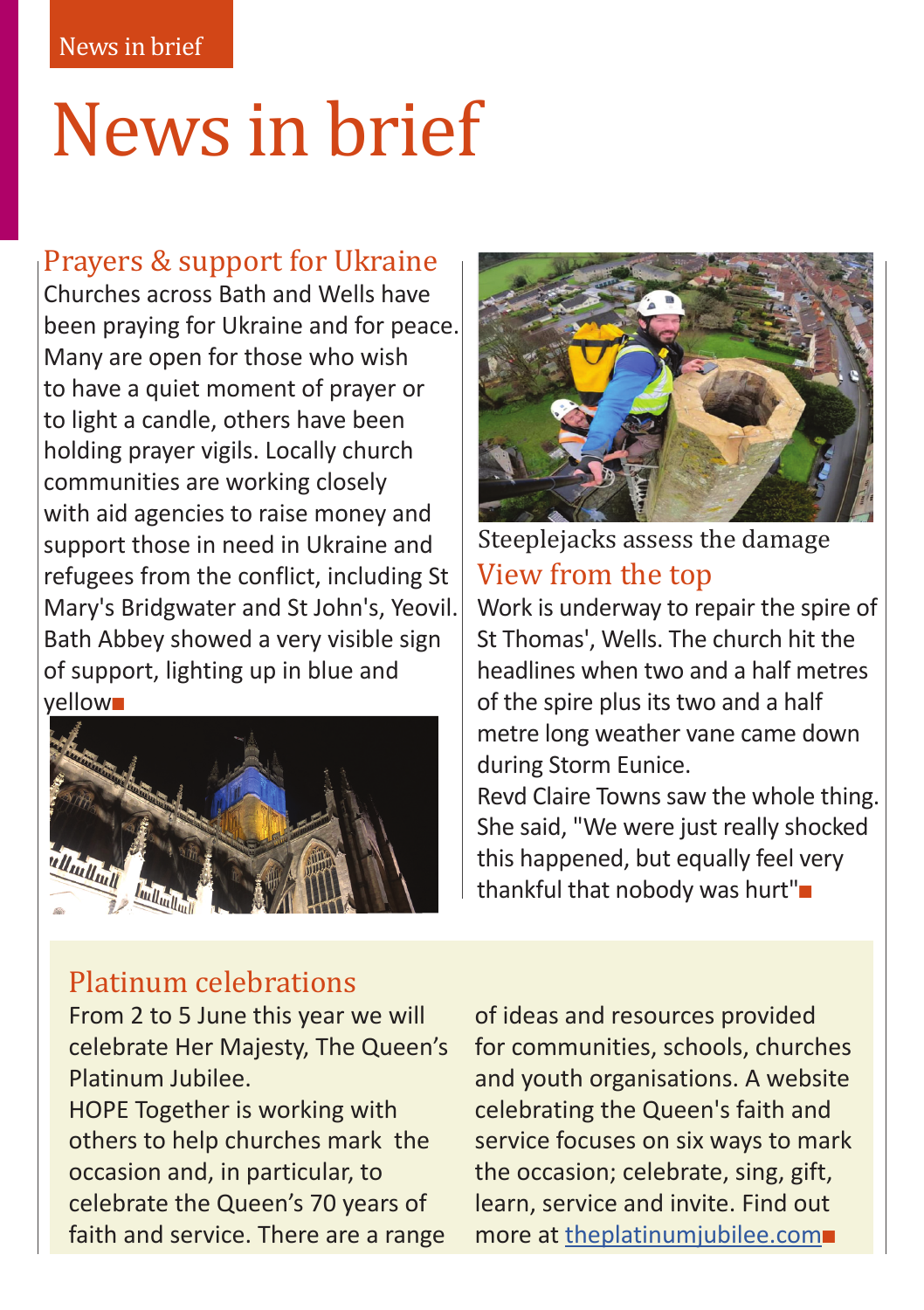# News in brief

## Prayers & support for Ukraine

Churches across Bath and Wells have been praying for Ukraine and for peace. Many are open for those who wish to have a quiet moment of prayer or to light a candle, others have been holding prayer vigils. Locally church communities are working closely with aid agencies to raise money and support those in need in Ukraine and refugees from the conflict, including St Mary's Bridgwater and St John's, Yeovil. Bath Abbey showed a very visible sign of support, lighting up in blue and yellow■

Steeplejacks assess the damage

## View from the top

Work is underway to repair the spire of St Thomas', Wells. The church hit the headlines when two and a half metres of the spire plus its two and a half metre long weather vane came down during Storm Eunice.

Revd Claire Towns saw the whole thing. She said, "We were just really shocked this happened, but equally feel very thankful that nobody was hurt"■

## Platinum celebrations

From 2 to 5 June this year we will celebrate Her Majesty, The Queen's Platinum Jubilee.

HOPE Together is working with others to help churches mark the occasion and, in particular, to celebrate the Queen's 70 years of faith and service. There are a range of ideas and resources provided for communities, schools, churches and youth organisations. A website celebrating the Queen's faith and service focuses on six ways to mark the occasion; celebrate, sing, gift, learn, service and invite. Find out more at theplatinumjubilee.com■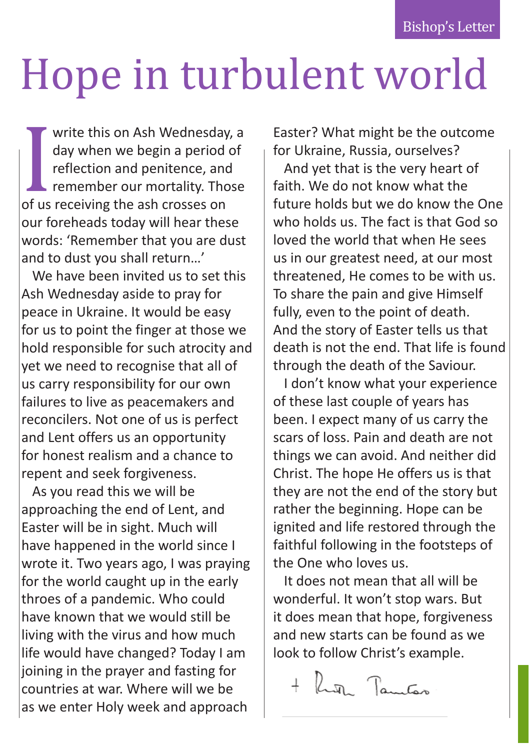# Hope in turbulent world

I write this on Ash Wednesday, a day when we begin a period of reflection and penitence, and remember our mortality. Those of us receiving the ash crosses on our foreheads today will hear these words: 'Remember that you are dust and to dust you shall return…'

We have been invited us to set this Ash Wednesday aside to pray for peace in Ukraine. It would be easy for us to point the finger at those we hold responsible for such atrocity and yet we need to recognise that all of us carry responsibility for our own failures to live as peacemakers and reconcilers. Not one of us is perfect and Lent offers us an opportunity for honest realism and a chance to repent and seek forgiveness.

As you read this we will be approaching the end of Lent, and Easter will be in sight. Much will have happened in the world since I wrote it. Two years ago, I was praying for the world caught up in the early throes of a pandemic. Who could have known that we would still be living with the virus and how much life would have changed? Today I am joining in the prayer and fasting for countries at war. Where will we be as we enter Holy week and approach Easter? What might be the outcome for Ukraine, Russia, ourselves?

And yet that is the very heart of faith. We do not know what the future holds but we do know the One who holds us. The fact is that God so loved the world that when He sees us in our greatest need, at our most threatened, He comes to be with us. To share the pain and give Himself fully, even to the point of death. And the story of Easter tells us that death is not the end. That life is found through the death of the Saviour.

I don't know what your experience of these last couple of years has been. I expect many of us carry the scars of loss. Pain and death are not things we can avoid. And neither did Christ. The hope He offers us is that they are not the end of the story but rather the beginning. Hope can be ignited and life restored through the faithful following in the footsteps of the One who loves us.

It does not mean that all will be wonderful. It won't stop wars. But it does mean that hope, forgiveness and new starts can be found as we look to follow Christ's example.

+ Ruth Tamton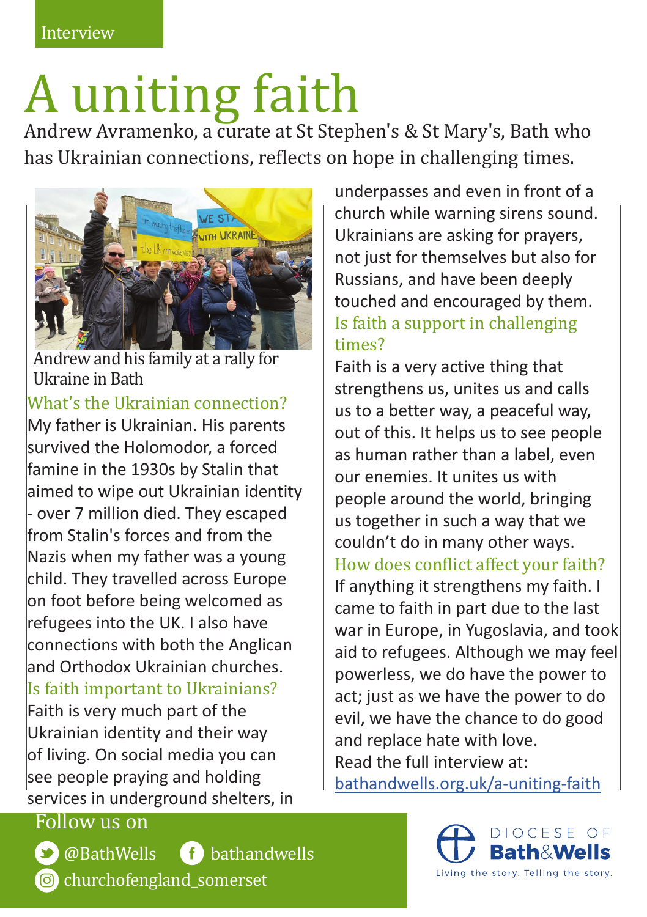Interview

# A uniting faith

Andrew Avramenko, a curate at St Stephen's & St Mary's, Bath who has Ukrainian connections, reflects on hope in challenging times.

Andrew and his family at a rally for Ukraine in Bath

## What's the Ukrainian connection?

My father is Ukrainian. His parents survived the Holomodor, a forced famine in the 1930s by Stalin that aimed to wipe out Ukrainian identity - over 7 million died. They escaped from Stalin's forces and from the Nazis when my father was a young child. They travelled across Europe on foot before being welcomed as refugees into the UK. I also have connections with both the Anglican and Orthodox Ukrainian churches.

## Is faith important to Ukrainians?

Faith is very much part of the Ukrainian identity and their way of living. On social media you can see people praying and holding services in underground shelters, in underpasses and even in front of a church while warning sirens sound. Ukrainians are asking for prayers, not just for themselves but also for Russians, and have been deeply touched and encouraged by them.

## Is faith a support in challenging times?

Faith is a very active thing that strengthens us, unites us and calls us to a better way, a peaceful way, out of this. It helps us to see people as human rather than a label, even our enemies. It unites us with people around the world, bringing us together in such a way that we couldn't do in many other ways.

## How does conflict affect your faith?

If anything it strengthens my faith. I came to faith in part due to the last war in Europe, in Yugoslavia, and took aid to refugees. Although we may feel powerless, we do have the power to act; just as we have the power to do evil, we have the chance to do good and replace hate with love.

Read the full interview at: bathandwells.org.uk/a-uniting-faith

Follow us on

@BathWells bathandwells

churchofengland_somerset

DIOCESE OF Bath&Wells

Living the story. Telling the story.